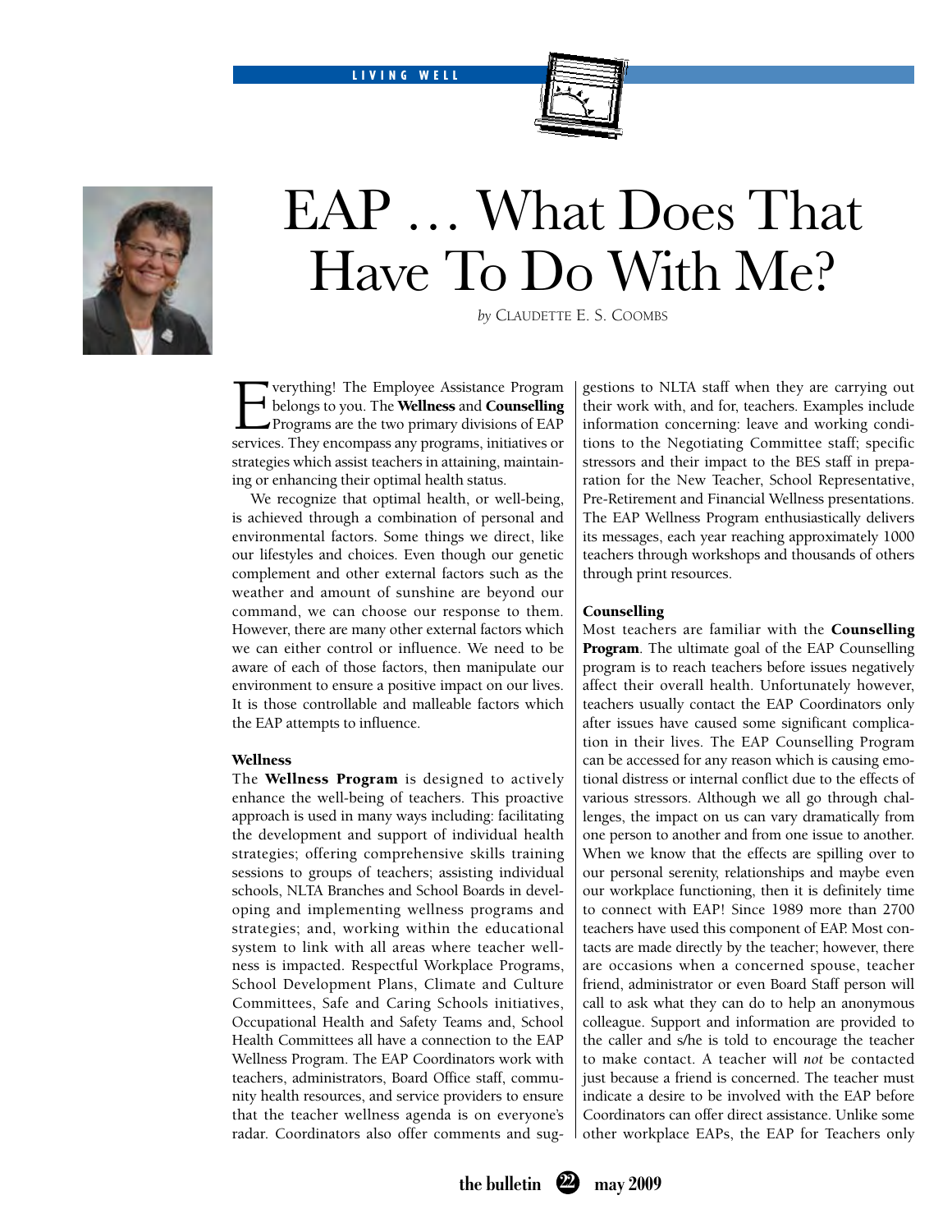# EAP … What Does That Have To Do With Me?

*by* CLAUDETTE E. S. COOMBS

Everything! The Employee Assistance Program belongs to you. The **Wellness** and **Counselling** Programs are the two primary divisions of EAP services. They encompass any programs, initiatives or strategies which assist teachers in attaining, maintaining or enhancing their optimal health status.

We recognize that optimal health, or well-being, is achieved through a combination of personal and environmental factors. Some things we direct, like our lifestyles and choices. Even though our genetic complement and other external factors such as the weather and amount of sunshine are beyond our command, we can choose our response to them. However, there are many other external factors which we can either control or influence. We need to be aware of each of those factors, then manipulate our environment to ensure a positive impact on our lives. It is those controllable and malleable factors which the EAP attempts to influence.

### Wellness

The **Wellness Program** is designed to actively enhance the well-being of teachers. This proactive approach is used in many ways including: facilitating the development and support of individual health strategies; offering comprehensive skills training sessions to groups of teachers; assisting individual schools, NLTA Branches and School Boards in developing and implementing wellness programs and strategies; and, working within the educational system to link with all areas where teacher wellness is impacted. Respectful Workplace Programs, School Development Plans, Climate and Culture Committees, Safe and Caring Schools initiatives, Occupational Health and Safety Teams and, School Health Committees all have a connection to the EAP Wellness Program. The EAP Coordinators work with teachers, administrators, Board Office staff, community health resources, and service providers to ensure that the teacher wellness agenda is on everyone's radar. Coordinators also offer comments and suggestions to NLTA staff when they are carrying out their work with, and for, teachers. Examples include information concerning: leave and working conditions to the Negotiating Committee staff; specific stressors and their impact to the BES staff in preparation for the New Teacher, School Representative, Pre-Retirement and Financial Wellness presentations. The EAP Wellness Program enthusiastically delivers its messages, each year reaching approximately 1000 teachers through workshops and thousands of others through print resources.

### Counselling

Most teachers are familiar with the **Counselling Program**. The ultimate goal of the EAP Counselling program is to reach teachers before issues negatively affect their overall health. Unfortunately however, teachers usually contact the EAP Coordinators only after issues have caused some significant complication in their lives. The EAP Counselling Program can be accessed for any reason which is causing emotional distress or internal conflict due to the effects of various stressors. Although we all go through challenges, the impact on us can vary dramatically from one person to another and from one issue to another. When we know that the effects are spilling over to our personal serenity, relationships and maybe even our workplace functioning, then it is definitely time to connect with EAP! Since 1989 more than 2700 teachers have used this component of EAP. Most contacts are made directly by the teacher; however, there are occasions when a concerned spouse, teacher friend, administrator or even Board Staff person will call to ask what they can do to help an anonymous colleague. Support and information are provided to the caller and s/he is told to encourage the teacher to make contact. A teacher will *not* be contacted just because a friend is concerned. The teacher must indicate a desire to be involved with the EAP before Coordinators can offer direct assistance. Unlike some other workplace EAPs, the EAP for Teachers only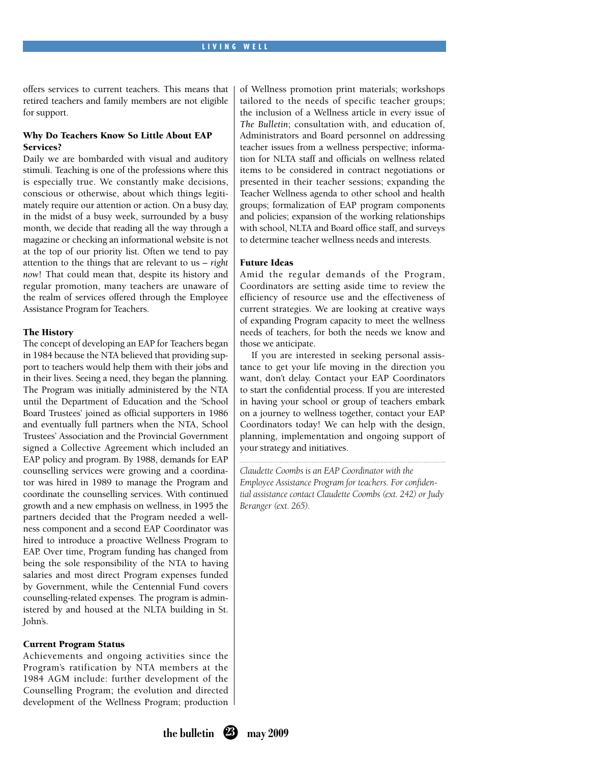offers services to current teachers. This means that retired teachers and family members are not eligible for support.

### Why Do Teachers Know So Little About EAP Services?

Daily we are bombarded with visual and auditory stimuli. Teaching is one of the professions where this is especially true. We constantly make decisions, conscious or otherwise, about which things legitimately require our attention or action. On a busy day, in the midst of a busy week, surrounded by a busy month, we decide that reading all the way through a magazine or checking an informational website is not at the top of our priority list. Often we tend to pay attention to the things that are relevant to us – *right now*! That could mean that, despite its history and regular promotion, many teachers are unaware of the realm of services offered through the Employee Assistance Program for Teachers.

### The History

The concept of developing an EAP for Teachers began in 1984 because the NTA believed that providing support to teachers would help them with their jobs and in their lives. Seeing a need, they began the planning. The Program was initially administered by the NTA until the Department of Education and the 'School Board Trustees' joined as official supporters in 1986 and eventually full partners when the NTA, School Trustees' Association and the Provincial Government signed a Collective Agreement which included an EAP policy and program. By 1988, demands for EAP counselling services were growing and a coordinator was hired in 1989 to manage the Program and coordinate the counselling services. With continued growth and a new emphasis on wellness, in 1995 the partners decided that the Program needed a wellness component and a second EAP Coordinator was hired to introduce a proactive Wellness Program to EAP. Over time, Program funding has changed from being the sole responsibility of the NTA to having salaries and most direct Program expenses funded by Government, while the Centennial Fund covers counselling-related expenses. The program is administered by and housed at the NLTA building in St. John's.

### Current Program Status

Achievements and ongoing activities since the Program's ratification by NTA members at the 1984 AGM include: further development of the Counselling Program; the evolution and directed development of the Wellness Program; production of Wellness promotion print materials; workshops tailored to the needs of specific teacher groups; the inclusion of a Wellness article in every issue of *The Bulletin*; consultation with, and education of, Administrators and Board personnel on addressing teacher issues from a wellness perspective; information for NLTA staff and officials on wellness related items to be considered in contract negotiations or presented in their teacher sessions; expanding the Teacher Wellness agenda to other school and health groups; formalization of EAP program components and policies; expansion of the working relationships with school, NLTA and Board office staff, and surveys to determine teacher wellness needs and interests.

### Future Ideas

Amid the regular demands of the Program, Coordinators are setting aside time to review the efficiency of resource use and the effectiveness of current strategies. We are looking at creative ways of expanding Program capacity to meet the wellness needs of teachers, for both the needs we know and those we anticipate.

If you are interested in seeking personal assistance to get your life moving in the direction you want, don't delay. Contact your EAP Coordinators to start the confidential process. If you are interested in having your school or group of teachers embark on a journey to wellness together, contact your EAP Coordinators today! We can help with the design, planning, implementation and ongoing support of your strategy and initiatives.

*Claudette Coombs is an EAP Coordinator with the Employee Assistance Program for teachers. For confidential assistance contact Claudette Coombs (ext. 242) or Judy Beranger (ext. 265).*